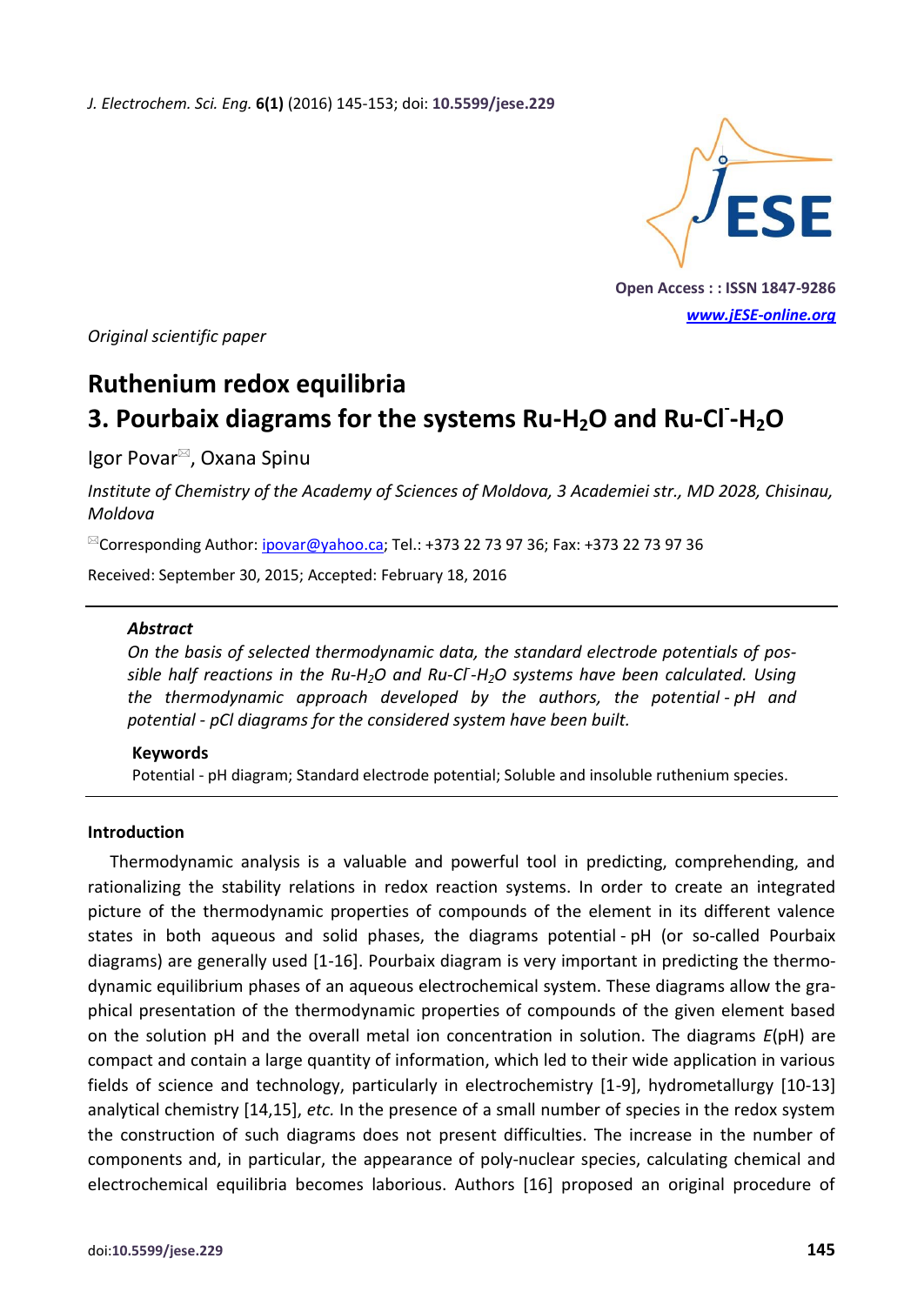*Original scientific paper*

# Ruthenium redox equilibria
# 3. Pourbaix diagrams for the systems Ru-$H_2O$ and Ru-$Cl^-$-$H_2O$

Igor Povar, Oxana Spinu

*Institute of Chemistry of the Academy of Sciences of Moldova, 3 Academiei str., MD 2028, Chisinau, Moldova*

Corresponding Author: ipovar@yahoo.ca; Tel.: +373 22 73 97 36; Fax: +373 22 73 97 36

Received: September 30, 2015; Accepted: February 18, 2016

### Abstract

*On the basis of selected thermodynamic data, the standard electrode potentials of possible half reactions in the Ru-$H_2O$ and Ru-$Cl^-$-$H_2O$ systems have been calculated. Using the thermodynamic approach developed by the authors, the potential - pH and potential - pCl diagrams for the considered system have been built.*

### Keywords

Potential - pH diagram; Standard electrode potential; Soluble and insoluble ruthenium species.

## Introduction

Thermodynamic analysis is a valuable and powerful tool in predicting, comprehending, and rationalizing the stability relations in redox reaction systems. In order to create an integrated picture of the thermodynamic properties of compounds of the element in its different valence states in both aqueous and solid phases, the diagrams potential - pH (or so-called Pourbaix diagrams) are generally used [1-16]. Pourbaix diagram is very important in predicting the thermodynamic equilibrium phases of an aqueous electrochemical system. These diagrams allow the graphical presentation of the thermodynamic properties of compounds of the given element based on the solution pH and the overall metal ion concentration in solution. The diagrams *E*(pH) are compact and contain a large quantity of information, which led to their wide application in various fields of science and technology, particularly in electrochemistry [1-9], hydrometallurgy [10-13] analytical chemistry [14,15], *etc.* In the presence of a small number of species in the redox system the construction of such diagrams does not present difficulties. The increase in the number of components and, in particular, the appearance of poly-nuclear species, calculating chemical and electrochemical equilibria becomes laborious. Authors [16] proposed an original procedure of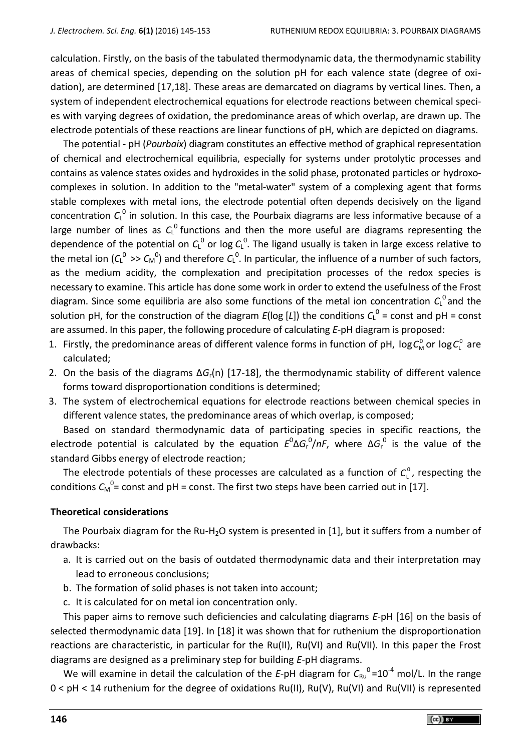calculation. Firstly, on the basis of the tabulated thermodynamic data, the thermodynamic stability areas of chemical species, depending on the solution pH for each valence state (degree of oxidation), are determined [17,18]. These areas are demarcated on diagrams by vertical lines. Then, a system of independent electrochemical equations for electrode reactions between chemical species with varying degrees of oxidation, the predominance areas of which overlap, are drawn up. The electrode potentials of these reactions are linear functions of pH, which are depicted on diagrams.

The potential - pH (*Pourbaix*) diagram constitutes an effective method of graphical representation of chemical and electrochemical equilibria, especially for systems under protolytic processes and contains as valence states oxides and hydroxides in the solid phase, protonated particles or hydroxocomplexes in solution. In addition to the "metal-water" system of a complexing agent that forms stable complexes with metal ions, the electrode potential often depends decisively on the ligand concentration $C_L^0$ in solution. In this case, the Pourbaix diagrams are less informative because of a large number of lines as $C_L^0$ functions and then the more useful are diagrams representing the dependence of the potential on $C_L^0$ or $\log C_L^0$. The ligand usually is taken in large excess relative to the metal ion ($C_L^0 \gg C_M^0$) and therefore $C_L^0$. In particular, the influence of a number of such factors, as the medium acidity, the complexation and precipitation processes of the redox species is necessary to examine. This article has done some work in order to extend the usefulness of the Frost diagram. Since some equilibria are also some functions of the metal ion concentration $C_L^0$ and the solution pH, for the construction of the diagram $E(\log [L])$ the conditions $C_L^0$ = const and pH = const are assumed. In this paper, the following procedure of calculating *E*-pH diagram is proposed:

1. Firstly, the predominance areas of different valence forms in function of pH, $\log C_M^0$ or $\log C_L^0$ are calculated;
2. On the basis of the diagrams $\Delta G_r(n)$ [17-18], the thermodynamic stability of different valence forms toward disproportionation conditions is determined;
3. The system of electrochemical equations for electrode reactions between chemical species in different valence states, the predominance areas of which overlap, is composed;

Based on standard thermodynamic data of participating species in specific reactions, the electrode potential is calculated by the equation $E^0 \Delta G_r^0/nF$, where $\Delta G_r^0$ is the value of the standard Gibbs energy of electrode reaction;

The electrode potentials of these processes are calculated as a function of $C_L^0$, respecting the conditions $C_M^0$= const and pH = const. The first two steps have been carried out in [17].

## Theoretical considerations

The Pourbaix diagram for the Ru-$H_2O$ system is presented in [1], but it suffers from a number of drawbacks:

a. It is carried out on the basis of outdated thermodynamic data and their interpretation may lead to erroneous conclusions;
b. The formation of solid phases is not taken into account;
c. It is calculated for on metal ion concentration only.

This paper aims to remove such deficiencies and calculating diagrams *E*-pH [16] on the basis of selected thermodynamic data [19]. In [18] it was shown that for ruthenium the disproportionation reactions are characteristic, in particular for the Ru(II), Ru(VI) and Ru(VII). In this paper the Frost diagrams are designed as a preliminary step for building *E*-pH diagrams.

We will examine in detail the calculation of the *E*-pH diagram for $C_{Ru}^0 = 10^{-4}$ mol/L. In the range $0 < \text{pH} < 14$ ruthenium for the degree of oxidations Ru(II), Ru(V), Ru(VI) and Ru(VII) is represented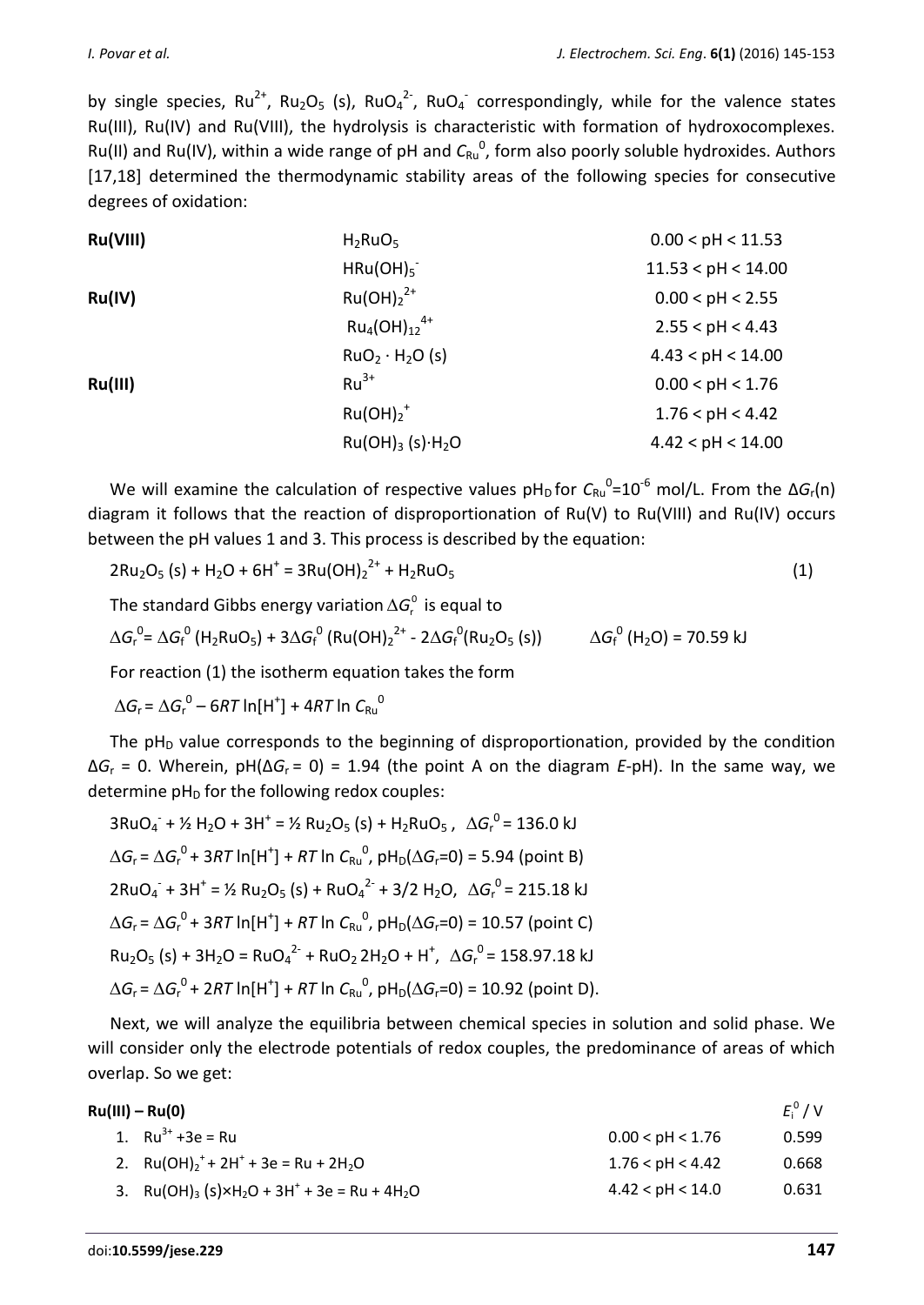by single species, $Ru^{2+}$, $Ru_2O_5$ (s), $RuO_4^{2-}$, $RuO_4^-$ correspondingly, while for the valence states Ru(III), Ru(IV) and Ru(VIII), the hydrolysis is characteristic with formation of hydroxocomplexes. Ru(II) and Ru(IV), within a wide range of pH and $C_{Ru}^0$, form also poorly soluble hydroxides. Authors [17,18] determined the thermodynamic stability areas of the following species for consecutive degrees of oxidation:

| | | |
|---|---|---|
| **Ru(VIII)** | $H_2RuO_5$ | 0.00 < pH < 11.53 |
| | $HRu(OH)_5^-$ | 11.53 < pH < 14.00 |
| **Ru(IV)** | $Ru(OH)_2^{2+}$ | 0.00 < pH < 2.55 |
| | $Ru_4(OH)_{12}^{4+}$ | 2.55 < pH < 4.43 |
| | $RuO_2 \cdot H_2O$ (s) | 4.43 < pH < 14.00 |
| **Ru(III)** | $Ru^{3+}$ | 0.00 < pH < 1.76 |
| | $Ru(OH)_2^+$ | 1.76 < pH < 4.42 |
| | $Ru(OH)_3$ (s)$\cdot H_2O$ | 4.42 < pH < 14.00 |

We will examine the calculation of respective values $pH_D$ for $C_{Ru}^0$=10$^{-6}$ mol/L. From the $\Delta G_r$(n) diagram it follows that the reaction of disproportionation of Ru(V) to Ru(VIII) and Ru(IV) occurs between the pH values 1 and 3. This process is described by the equation:

$$2Ru_2O_5\ (s) + H_2O + 6H^+ = 3Ru(OH)_2^{2+} + H_2RuO_5 \tag{1}$$

The standard Gibbs energy variation $\Delta G_r^0$ is equal to

$\Delta G_r^0 = \Delta G_f^0\ (H_2RuO_5) + 3\Delta G_f^0\ (Ru(OH)_2^{2+}) - 2\Delta G_f^0(Ru_2O_5\ (s))$ $\qquad \Delta G_f^0\ (H_2O)$ = 70.59 kJ

For reaction (1) the isotherm equation takes the form

$\Delta G_r = \Delta G_r^0 - 6RT \ln[H^+] + 4RT \ln C_{Ru}^0$

The $pH_D$ value corresponds to the beginning of disproportionation, provided by the condition $\Delta G_r$ = 0. Wherein, pH($\Delta G_r$ = 0) = 1.94 (the point A on the diagram *E*-pH). In the same way, we determine $pH_D$ for the following redox couples:

$3RuO_4^- + ½\ H_2O + 3H^+ = ½\ Ru_2O_5\ (s) + H_2RuO_5$, $\Delta G_r^0$ = 136.0 kJ

$\Delta G_r = \Delta G_r^0 + 3RT \ln[H^+] + RT \ln C_{Ru}^0$, $pH_D(\Delta G_r$=0) = 5.94 (point B)

$2RuO_4^- + 3H^+ = ½\ Ru_2O_5\ (s) + RuO_4^{2-} + 3/2\ H_2O$, $\Delta G_r^0$ = 215.18 kJ

$\Delta G_r = \Delta G_r^0 + 3RT \ln[H^+] + RT \ln C_{Ru}^0$, $pH_D(\Delta G_r$=0) = 10.57 (point C)

$Ru_2O_5\ (s) + 3H_2O = RuO_4^{2-} + RuO_2\ 2H_2O + H^+$, $\Delta G_r^0$ = 158.97.18 kJ

$\Delta G_r = \Delta G_r^0 + 2RT \ln[H^+] + RT \ln C_{Ru}^0$, $pH_D(\Delta G_r$=0) = 10.92 (point D).

Next, we will analyze the equilibria between chemical species in solution and solid phase. We will consider only the electrode potentials of redox couples, the predominance of areas of which overlap. So we get:

| **Ru(III) – Ru(0)** | | $E_i^0$ / V |
|---|---|---|
| 1. $Ru^{3+} + 3e = Ru$ | 0.00 < pH < 1.76 | 0.599 |
| 2. $Ru(OH)_2^+ + 2H^+ + 3e = Ru + 2H_2O$ | 1.76 < pH < 4.42 | 0.668 |
| 3. $Ru(OH)_3\ (s)\times H_2O + 3H^+ + 3e = Ru + 4H_2O$ | 4.42 < pH < 14.0 | 0.631 |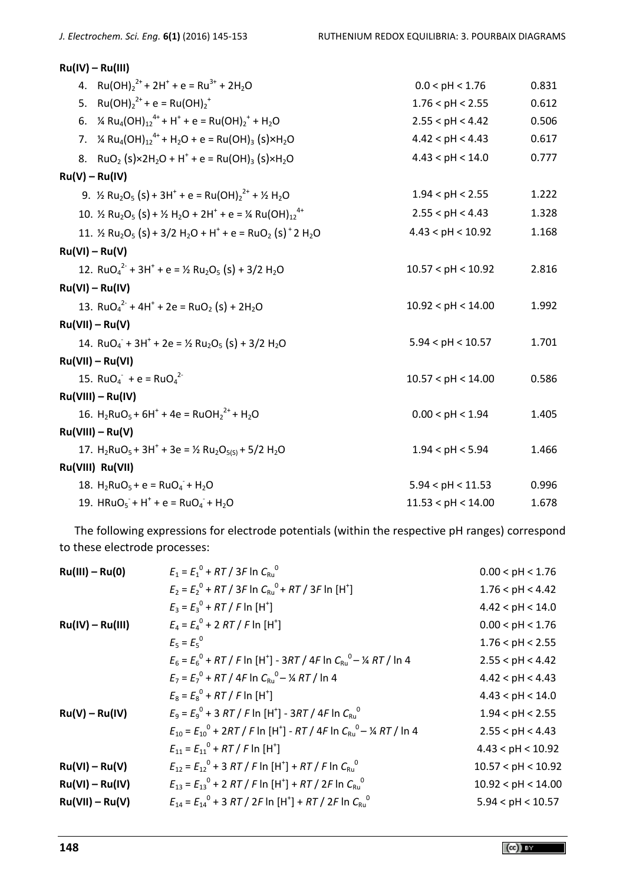**Ru(IV) – Ru(III)**

| | | |
|---|---|---|
| 4. $Ru(OH)_2^{2+} + 2H^+ + e = Ru^{3+} + 2H_2O$ | $0.0 < pH < 1.76$ | 0.831 |
| 5. $Ru(OH)_2^{2+} + e = Ru(OH)_2^+$ | $1.76 < pH < 2.55$ | 0.612 |
| 6. $¼\ Ru_4(OH)_{12}^{4+} + H^+ + e = Ru(OH)_2^+ + H_2O$ | $2.55 < pH < 4.42$ | 0.506 |
| 7. $¼\ Ru_4(OH)_{12}^{4+} + H_2O + e = Ru(OH)_3\ (s)×H_2O$ | $4.42 < pH < 4.43$ | 0.617 |
| 8. $RuO_2\ (s)×2H_2O + H^+ + e = Ru(OH)_3\ (s)×H_2O$ | $4.43 < pH < 14.0$ | 0.777 |

**Ru(V) – Ru(IV)**

| | | |
|---|---|---|
| 9. $½\ Ru_2O_5\ (s) + 3H^+ + e = Ru(OH)_2^{2+} + ½\ H_2O$ | $1.94 < pH < 2.55$ | 1.222 |
| 10. $½\ Ru_2O_5\ (s) + ½\ H_2O + 2H^+ + e = ¼\ Ru(OH)_{12}^{4+}$ | $2.55 < pH < 4.43$ | 1.328 |
| 11. $½\ Ru_2O_5\ (s) + 3/2\ H_2O + H^+ + e = RuO_2\ (s)^+ 2\ H_2O$ | $4.43 < pH < 10.92$ | 1.168 |

**Ru(VI) – Ru(V)**

| | | |
|---|---|---|
| 12. $RuO_4^{2-} + 3H^+ + e = ½\ Ru_2O_5\ (s) + 3/2\ H_2O$ | $10.57 < pH < 10.92$ | 2.816 |

**Ru(VI) – Ru(IV)**

| | | |
|---|---|---|
| 13. $RuO_4^{2-} + 4H^+ + 2e = RuO_2\ (s) + 2H_2O$ | $10.92 < pH < 14.00$ | 1.992 |

**Ru(VII) – Ru(V)**

| | | |
|---|---|---|
| 14. $RuO_4^- + 3H^+ + 2e = ½\ Ru_2O_5\ (s) + 3/2\ H_2O$ | $5.94 < pH < 10.57$ | 1.701 |

**Ru(VII) – Ru(VI)**

| | | |
|---|---|---|
| 15. $RuO_4^- + e = RuO_4^{2-}$ | $10.57 < pH < 14.00$ | 0.586 |

**Ru(VIII) – Ru(IV)**

| | | |
|---|---|---|
| 16. $H_2RuO_5 + 6H^+ + 4e = RuOH_2^{2+} + H_2O$ | $0.00 < pH < 1.94$ | 1.405 |

**Ru(VIII) – Ru(V)**

| | | |
|---|---|---|
| 17. $H_2RuO_5 + 3H^+ + 3e = ½\ Ru_2O_{5(S)} + 5/2\ H_2O$ | $1.94 < pH < 5.94$ | 1.466 |

**Ru(VIII) Ru(VII)**

| | | |
|---|---|---|
| 18. $H_2RuO_5 + e = RuO_4^- + H_2O$ | $5.94 < pH < 11.53$ | 0.996 |
| 19. $HRuO_5^- + H^+ + e = RuO_4^- + H_2O$ | $11.53 < pH < 14.00$ | 1.678 |

The following expressions for electrode potentials (within the respective pH ranges) correspond to these electrode processes:

| | | |
|---|---|---|
| **Ru(III) – Ru(0)** | $E_1 = E_1^0 + RT / 3F \ln C_{Ru}^0$ | $0.00 < pH < 1.76$ |
| | $E_2 = E_2^0 + RT / 3F \ln C_{Ru}^0 + RT / 3F \ln [H^+]$ | $1.76 < pH < 4.42$ |
| | $E_3 = E_3^0 + RT / F \ln [H^+]$ | $4.42 < pH < 14.0$ |
| **Ru(IV) – Ru(III)** | $E_4 = E_4^0 + 2\ RT / F \ln [H^+]$ | $0.00 < pH < 1.76$ |
| | $E_5 = E_5^0$ | $1.76 < pH < 2.55$ |
| | $E_6 = E_6^0 + RT / F \ln [H^+] - 3RT / 4F \ln C_{Ru}^0 – ¼\ RT / \ln 4$ | $2.55 < pH < 4.42$ |
| | $E_7 = E_7^0 + RT / 4F \ln C_{Ru}^0 – ¼\ RT / \ln 4$ | $4.42 < pH < 4.43$ |
| | $E_8 = E_8^0 + RT / F \ln [H^+]$ | $4.43 < pH < 14.0$ |
| **Ru(V) – Ru(IV)** | $E_9 = E_9^0 + 3\ RT / F \ln [H^+] - 3RT / 4F \ln C_{Ru}^0$ | $1.94 < pH < 2.55$ |
| | $E_{10} = E_{10}^0 + 2RT / F \ln [H^+] - RT / 4F \ln C_{Ru}^0 – ¼\ RT / \ln 4$ | $2.55 < pH < 4.43$ |
| | $E_{11} = E_{11}^0 + RT / F \ln [H^+]$ | $4.43 < pH < 10.92$ |
| **Ru(VI) – Ru(V)** | $E_{12} = E_{12}^0 + 3\ RT / F \ln [H^+] + RT / F \ln C_{Ru}^0$ | $10.57 < pH < 10.92$ |
| **Ru(VI) – Ru(IV)** | $E_{13} = E_{13}^0 + 2\ RT / F \ln [H^+] + RT / 2F \ln C_{Ru}^0$ | $10.92 < pH < 14.00$ |
| **Ru(VII) – Ru(V)** | $E_{14} = E_{14}^0 + 3\ RT / 2F \ln [H^+] + RT / 2F \ln C_{Ru}^0$ | $5.94 < pH < 10.57$ |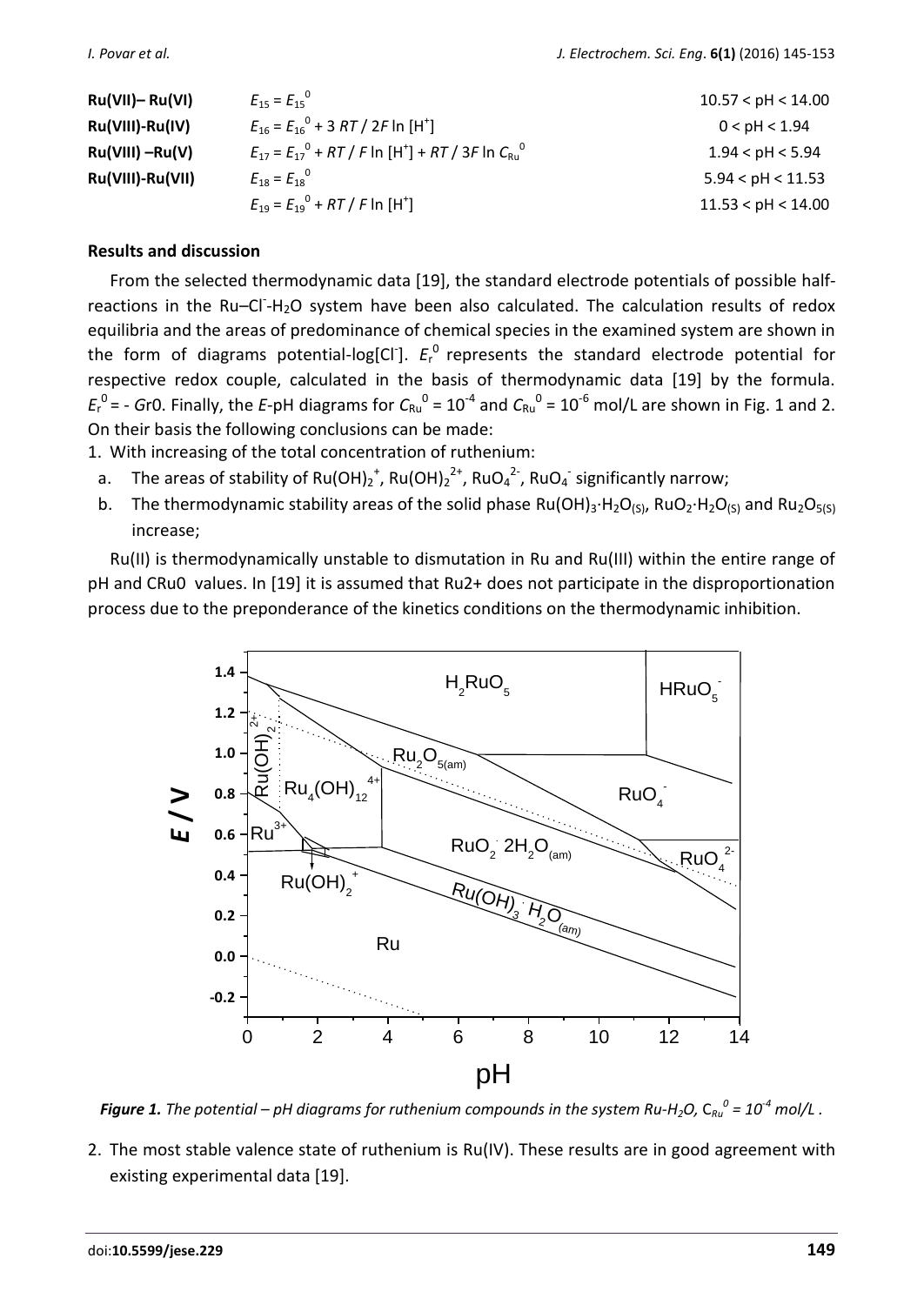| | | |
|---|---|---|
| **Ru(VII)– Ru(VI)** | $E_{15} = E_{15}^0$ | 10.57 < pH < 14.00 |
| **Ru(VIII)-Ru(IV)** | $E_{16} = E_{16}^0 + 3\,RT / 2F \ln [H^+]$ | 0 < pH < 1.94 |
| **Ru(VIII) –Ru(V)** | $E_{17} = E_{17}^0 + RT / F \ln [H^+] + RT / 3F \ln C_{Ru}^0$ | 1.94 < pH < 5.94 |
| **Ru(VIII)-Ru(VII)** | $E_{18} = E_{18}^0$ | 5.94 < pH < 11.53 |
| | $E_{19} = E_{19}^0 + RT / F \ln [H^+]$ | 11.53 < pH < 14.00 |

## Results and discussion

From the selected thermodynamic data [19], the standard electrode potentials of possible half-reactions in the Ru–$Cl^-$-$H_2O$ system have been also calculated. The calculation results of redox equilibria and the areas of predominance of chemical species in the examined system are shown in the form of diagrams potential-log[$Cl^-$]. $E_r^0$ represents the standard electrode potential for respective redox couple, calculated in the basis of thermodynamic data [19] by the formula. $E_r^0$ = - *G*r0. Finally, the *E*-pH diagrams for $C_{Ru}^0 = 10^{-4}$ and $C_{Ru}^0 = 10^{-6}$ mol/L are shown in Fig. 1 and 2. On their basis the following conclusions can be made:

1. With increasing of the total concentration of ruthenium:
   a. The areas of stability of $Ru(OH)_2^+$, $Ru(OH)_2^{2+}$, $RuO_4^{2-}$, $RuO_4^-$ significantly narrow;
   b. The thermodynamic stability areas of the solid phase $Ru(OH)_3 \cdot H_2O_{(S)}$, $RuO_2 \cdot H_2O_{(S)}$ and $Ru_2O_{5(S)}$ increase;

Ru(II) is thermodynamically unstable to dismutation in Ru and Ru(III) within the entire range of pH and CRu0 values. In [19] it is assumed that Ru2+ does not participate in the disproportionation process due to the preponderance of the kinetics conditions on the thermodynamic inhibition.

***Figure 1.*** *The potential – pH diagrams for ruthenium compounds in the system Ru-$H_2O$, $C_{Ru}^0 = 10^{-4}$ mol/L .*

2. The most stable valence state of ruthenium is Ru(IV). These results are in good agreement with existing experimental data [19].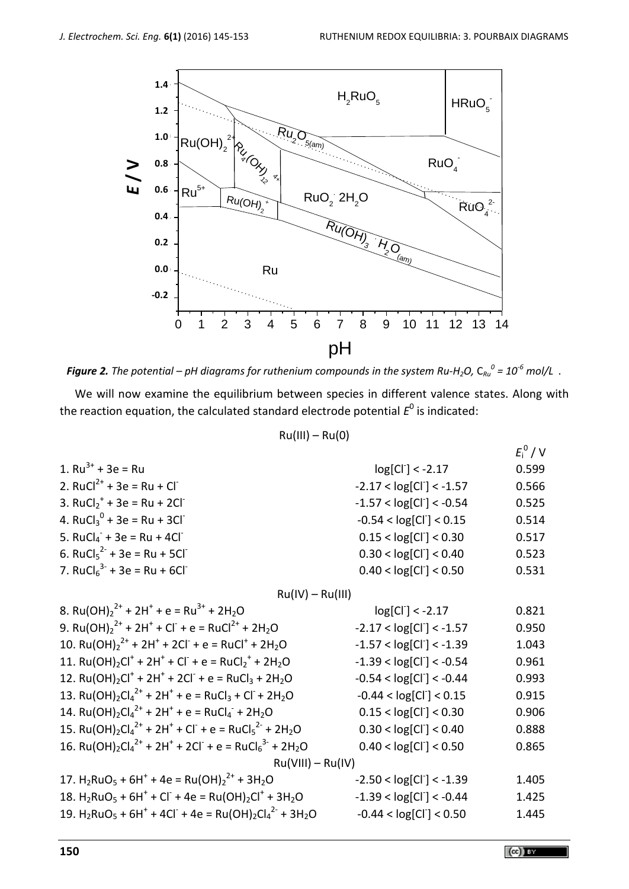***Figure 2.*** *The potential – pH diagrams for ruthenium compounds in the system Ru-$H_2O$, $C_{Ru}^0 = 10^{-6}$ mol/L .*

We will now examine the equilibrium between species in different valence states. Along with the reaction equation, the calculated standard electrode potential $E^0$ is indicated:

| Reaction | Range | $E_i^0$ / V |
|---|---|---|
| **Ru(III) – Ru(0)** | | |
| 1. $Ru^{3+} + 3e = Ru$ | $\log[Cl^-] < -2.17$ | 0.599 |
| 2. $RuCl^{2+} + 3e = Ru + Cl^-$ | $-2.17 < \log[Cl^-] < -1.57$ | 0.566 |
| 3. $RuCl_2^+ + 3e = Ru + 2Cl^-$ | $-1.57 < \log[Cl^-] < -0.54$ | 0.525 |
| 4. $RuCl_3^0 + 3e = Ru + 3Cl^-$ | $-0.54 < \log[Cl^-] < 0.15$ | 0.514 |
| 5. $RuCl_4^- + 3e = Ru + 4Cl^-$ | $0.15 < \log[Cl^-] < 0.30$ | 0.517 |
| 6. $RuCl_5^{2-} + 3e = Ru + 5Cl^-$ | $0.30 < \log[Cl^-] < 0.40$ | 0.523 |
| 7. $RuCl_6^{3-} + 3e = Ru + 6Cl^-$ | $0.40 < \log[Cl^-] < 0.50$ | 0.531 |
| **Ru(IV) – Ru(III)** | | |
| 8. $Ru(OH)_2^{2+} + 2H^+ + e = Ru^{3+} + 2H_2O$ | $\log[Cl^-] < -2.17$ | 0.821 |
| 9. $Ru(OH)_2^{2+} + 2H^+ + Cl^- + e = RuCl^{2+} + 2H_2O$ | $-2.17 < \log[Cl^-] < -1.57$ | 0.950 |
| 10. $Ru(OH)_2^{2+} + 2H^+ + 2Cl^- + e = RuCl^+ + 2H_2O$ | $-1.57 < \log[Cl^-] < -1.39$ | 1.043 |
| 11. $Ru(OH)_2Cl^+ + 2H^+ + Cl^- + e = RuCl_2^+ + 2H_2O$ | $-1.39 < \log[Cl^-] < -0.54$ | 0.961 |
| 12. $Ru(OH)_2Cl^+ + 2H^+ + 2Cl^- + e = RuCl_3 + 2H_2O$ | $-0.54 < \log[Cl^-] < -0.44$ | 0.993 |
| 13. $Ru(OH)_2Cl_4^{2+} + 2H^+ + e = RuCl_3 + Cl^- + 2H_2O$ | $-0.44 < \log[Cl^-] < 0.15$ | 0.915 |
| 14. $Ru(OH)_2Cl_4^{2+} + 2H^+ + e = RuCl_4^- + 2H_2O$ | $0.15 < \log[Cl^-] < 0.30$ | 0.906 |
| 15. $Ru(OH)_2Cl_4^{2+} + 2H^+ + Cl^- + e = RuCl_5^{2-} + 2H_2O$ | $0.30 < \log[Cl^-] < 0.40$ | 0.888 |
| 16. $Ru(OH)_2Cl_4^{2+} + 2H^+ + 2Cl^- + e = RuCl_6^{3-} + 2H_2O$ | $0.40 < \log[Cl^-] < 0.50$ | 0.865 |
| **Ru(VIII) – Ru(IV)** | | |
| 17. $H_2RuO_5 + 6H^+ + 4e = Ru(OH)_2^{2+} + 3H_2O$ | $-2.50 < \log[Cl^-] < -1.39$ | 1.405 |
| 18. $H_2RuO_5 + 6H^+ + Cl^- + 4e = Ru(OH)_2Cl^+ + 3H_2O$ | $-1.39 < \log[Cl^-] < -0.44$ | 1.425 |
| 19. $H_2RuO_5 + 6H^+ + 4Cl^- + 4e = Ru(OH)_2Cl_4^{2-} + 3H_2O$ | $-0.44 < \log[Cl^-] < 0.50$ | 1.445 |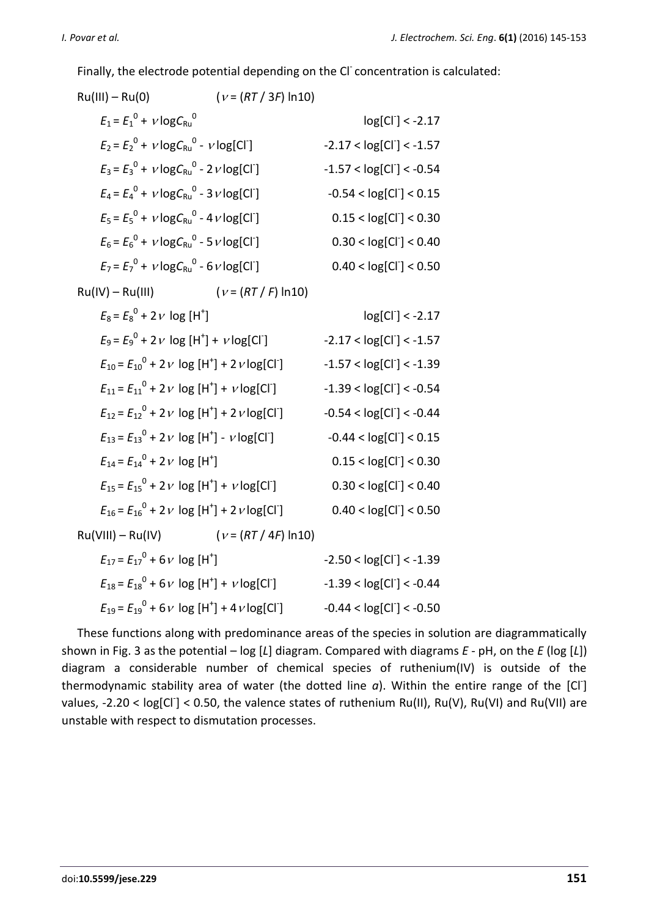Finally, the electrode potential depending on the $Cl^-$ concentration is calculated:

Ru(III) – Ru(0)  ($\nu = (RT / 3F) \ln 10$)

$$E_1 = E_1^0 + \nu \log C_{Ru}^0 \qquad \log[Cl^-] < -2.17$$

$$E_2 = E_2^0 + \nu \log C_{Ru}^0 - \nu \log[Cl^-] \qquad -2.17 < \log[Cl^-] < -1.57$$

$$E_3 = E_3^0 + \nu \log C_{Ru}^0 - 2\nu \log[Cl^-] \qquad -1.57 < \log[Cl^-] < -0.54$$

$$E_4 = E_4^0 + \nu \log C_{Ru}^0 - 3\nu \log[Cl^-] \qquad -0.54 < \log[Cl^-] < 0.15$$

$$E_5 = E_5^0 + \nu \log C_{Ru}^0 - 4\nu \log[Cl^-] \qquad 0.15 < \log[Cl^-] < 0.30$$

$$E_6 = E_6^0 + \nu \log C_{Ru}^0 - 5\nu \log[Cl^-] \qquad 0.30 < \log[Cl^-] < 0.40$$

$$E_7 = E_7^0 + \nu \log C_{Ru}^0 - 6\nu \log[Cl^-] \qquad 0.40 < \log[Cl^-] < 0.50$$

Ru(IV) – Ru(III)  ($\nu = (RT / F) \ln 10$)

$$E_8 = E_8^0 + 2\nu \log [H^+] \qquad \log[Cl^-] < -2.17$$

$$E_9 = E_9^0 + 2\nu \log [H^+] + \nu \log[Cl^-] \qquad -2.17 < \log[Cl^-] < -1.57$$

$$E_{10} = E_{10}^0 + 2\nu \log [H^+] + 2\nu \log[Cl^-] \qquad -1.57 < \log[Cl^-] < -1.39$$

$$E_{11} = E_{11}^0 + 2\nu \log [H^+] + \nu \log[Cl^-] \qquad -1.39 < \log[Cl^-] < -0.54$$

$$E_{12} = E_{12}^0 + 2\nu \log [H^+] + 2\nu \log[Cl^-] \qquad -0.54 < \log[Cl^-] < -0.44$$

$$E_{13} = E_{13}^0 + 2\nu \log [H^+] - \nu \log[Cl^-] \qquad -0.44 < \log[Cl^-] < 0.15$$

$$E_{14} = E_{14}^0 + 2\nu \log [H^+] \qquad 0.15 < \log[Cl^-] < 0.30$$

$$E_{15} = E_{15}^0 + 2\nu \log [H^+] + \nu \log[Cl^-] \qquad 0.30 < \log[Cl^-] < 0.40$$

$$E_{16} = E_{16}^0 + 2\nu \log [H^+] + 2\nu \log[Cl^-] \qquad 0.40 < \log[Cl^-] < 0.50$$

Ru(VIII) – Ru(IV)  ($\nu = (RT / 4F) \ln 10$)

$$E_{17} = E_{17}^0 + 6\nu \log [H^+] \qquad -2.50 < \log[Cl^-] < -1.39$$

$$E_{18} = E_{18}^0 + 6\nu \log [H^+] + \nu \log[Cl^-] \qquad -1.39 < \log[Cl^-] < -0.44$$

$$E_{19} = E_{19}^0 + 6\nu \log [H^+] + 4\nu \log[Cl^-] \qquad -0.44 < \log[Cl^-] < -0.50$$

These functions along with predominance areas of the species in solution are diagrammatically shown in Fig. 3 as the potential – log [*L*] diagram. Compared with diagrams *E* - pH, on the *E* (log [*L*]) diagram a considerable number of chemical species of ruthenium(IV) is outside of the thermodynamic stability area of water (the dotted line *a*). Within the entire range of the $[Cl^-]$ values, $-2.20 < \log[Cl^-] < 0.50$, the valence states of ruthenium Ru(II), Ru(V), Ru(VI) and Ru(VII) are unstable with respect to dismutation processes.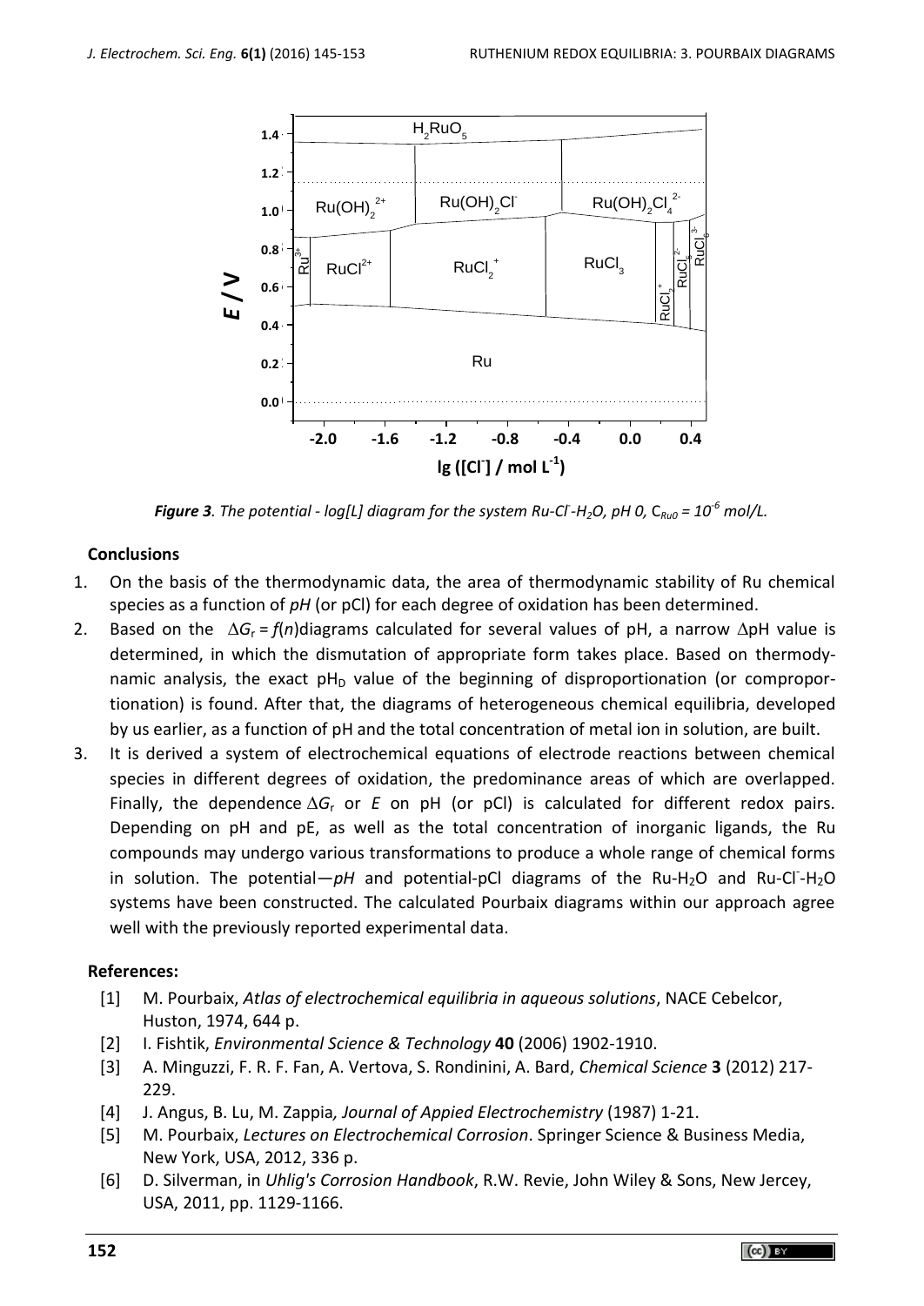*Figure 3. The potential - log[L] diagram for the system Ru-$Cl^-$-$H_2O$, pH 0, $C_{Ru0} = 10^{-6}$ mol/L.*

## Conclusions

1. On the basis of the thermodynamic data, the area of thermodynamic stability of Ru chemical species as a function of *pH* (or pCl) for each degree of oxidation has been determined.
2. Based on the $\Delta G_r = f(n)$diagrams calculated for several values of pH, a narrow $\Delta$pH value is determined, in which the dismutation of appropriate form takes place. Based on thermodynamic analysis, the exact $pH_D$ value of the beginning of disproportionation (or comproportionation) is found. After that, the diagrams of heterogeneous chemical equilibria, developed by us earlier, as a function of pH and the total concentration of metal ion in solution, are built.
3. It is derived a system of electrochemical equations of electrode reactions between chemical species in different degrees of oxidation, the predominance areas of which are overlapped. Finally, the dependence $\Delta G_r$ or $E$ on pH (or pCl) is calculated for different redox pairs. Depending on pH and pE, as well as the total concentration of inorganic ligands, the Ru compounds may undergo various transformations to produce a whole range of chemical forms in solution. The potential—*pH* and potential-pCl diagrams of the Ru-$H_2O$ and Ru-$Cl^-$-$H_2O$ systems have been constructed. The calculated Pourbaix diagrams within our approach agree well with the previously reported experimental data.

## References:

[1] M. Pourbaix, *Atlas of electrochemical equilibria in aqueous solutions*, NACE Cebelcor, Huston, 1974, 644 p.

[2] I. Fishtik, *Environmental Science & Technology* **40** (2006) 1902-1910.

[3] A. Minguzzi, F. R. F. Fan, A. Vertova, S. Rondinini, A. Bard, *Chemical Science* **3** (2012) 217-229.

[4] J. Angus, B. Lu, M. Zappia*, Journal of Appied Electrochemistry* (1987) 1-21.

[5] M. Pourbaix, *Lectures on Electrochemical Corrosion*. Springer Science & Business Media, New York, USA, 2012, 336 p.

[6] D. Silverman, in *Uhlig's Corrosion Handbook*, R.W. Revie, John Wiley & Sons, New Jercey, USA, 2011, pp. 1129-1166.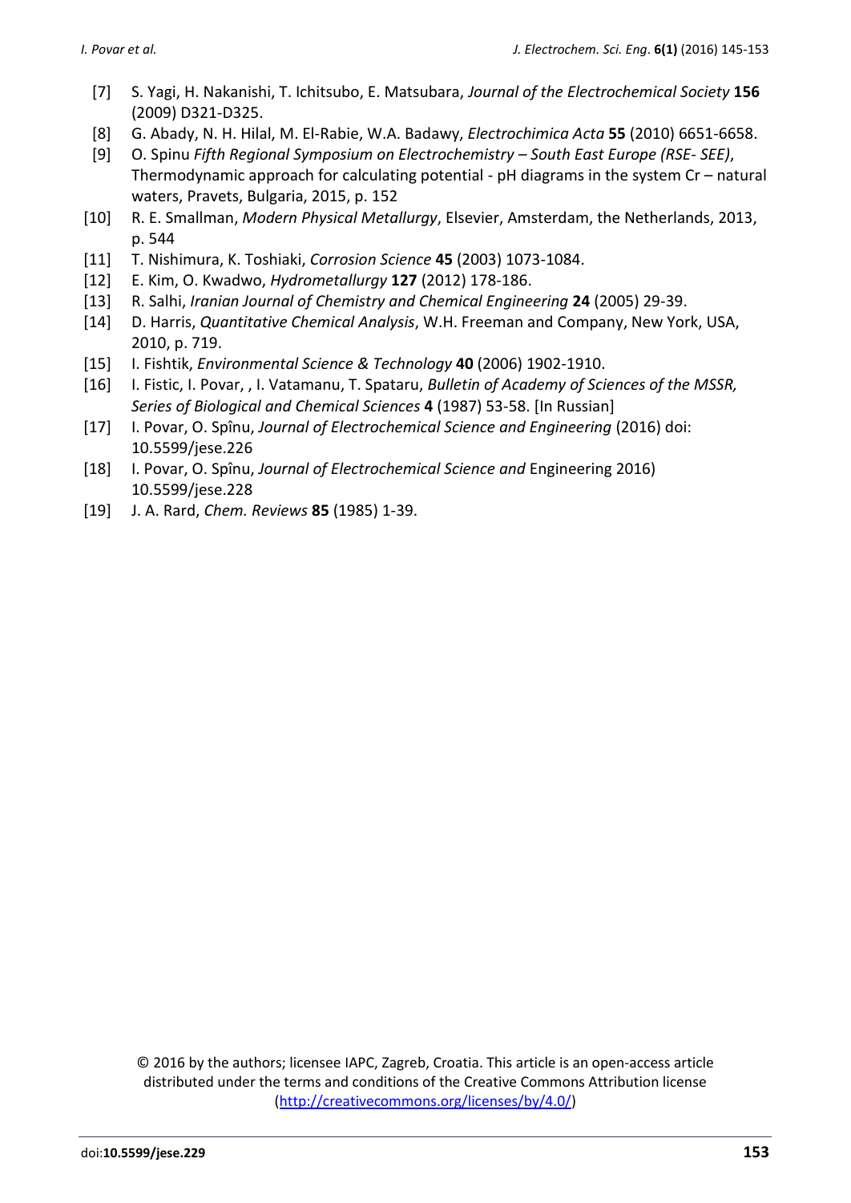[7] S. Yagi, H. Nakanishi, T. Ichitsubo, E. Matsubara, *Journal of the Electrochemical Society* **156** (2009) D321-D325.

[8] G. Abady, N. H. Hilal, M. El-Rabie, W.A. Badawy, *Electrochimica Acta* **55** (2010) 6651-6658.

[9] O. Spinu *Fifth Regional Symposium on Electrochemistry – South East Europe (RSE- SEE)*, Thermodynamic approach for calculating potential - pH diagrams in the system Cr – natural waters, Pravets, Bulgaria, 2015, p. 152

[10] R. E. Smallman, *Modern Physical Metallurgy*, Elsevier, Amsterdam, the Netherlands, 2013, p. 544

[11] T. Nishimura, K. Toshiaki, *Corrosion Science* **45** (2003) 1073-1084.

[12] E. Kim, O. Kwadwo, *Hydrometallurgy* **127** (2012) 178-186.

[13] R. Salhi, *Iranian Journal of Chemistry and Chemical Engineering* **24** (2005) 29-39.

[14] D. Harris, *Quantitative Chemical Analysis*, W.H. Freeman and Company, New York, USA, 2010, p. 719.

[15] I. Fishtik, *Environmental Science & Technology* **40** (2006) 1902-1910.

[16] I. Fistic, I. Povar, , I. Vatamanu, T. Spataru, *Bulletin of Academy of Sciences of the MSSR, Series of Biological and Chemical Sciences* **4** (1987) 53-58. [In Russian]

[17] I. Povar, O. Spînu, *Journal of Electrochemical Science and Engineering* (2016) doi: 10.5599/jese.226

[18] I. Povar, O. Spînu, *Journal of Electrochemical Science and* Engineering 2016) 10.5599/jese.228

[19] J. A. Rard, *Chem. Reviews* **85** (1985) 1-39.

© 2016 by the authors; licensee IAPC, Zagreb, Croatia. This article is an open-access article distributed under the terms and conditions of the Creative Commons Attribution license (http://creativecommons.org/licenses/by/4.0/)